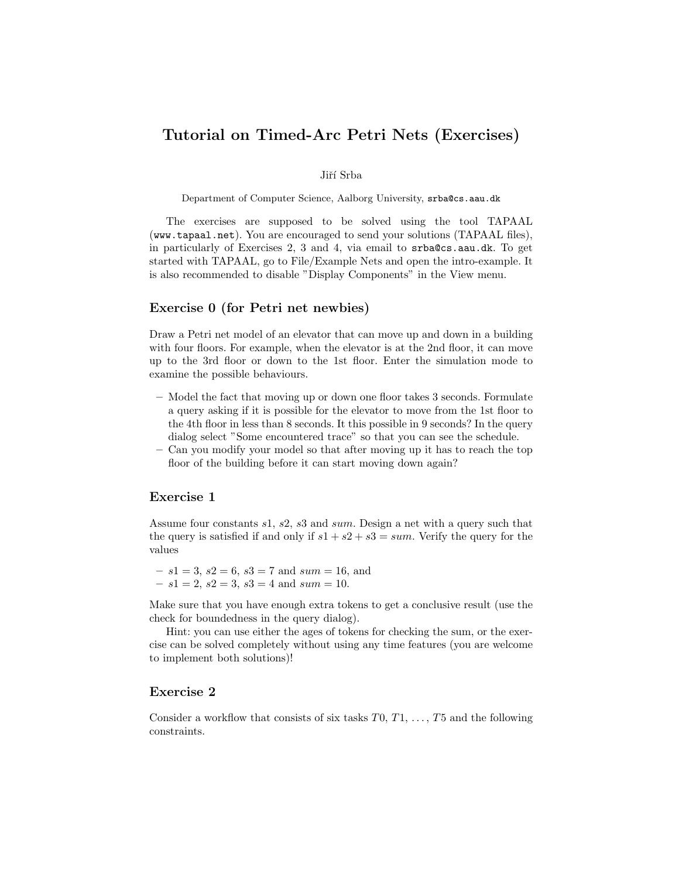# Tutorial on Timed-Arc Petri Nets (Exercises)

Jiří Srba

Department of Computer Science, Aalborg University, `srba@cs.aau.dk`

The exercises are supposed to be solved using the tool TAPAAL (`www.tapaal.net`). You are encouraged to send your solutions (TAPAAL files), in particularly of Exercises 2, 3 and 4, via email to `srba@cs.aau.dk`. To get started with TAPAAL, go to File/Example Nets and open the intro-example. It is also recommended to disable "Display Components" in the View menu.

## Exercise 0 (for Petri net newbies)

Draw a Petri net model of an elevator that can move up and down in a building with four floors. For example, when the elevator is at the 2nd floor, it can move up to the 3rd floor or down to the 1st floor. Enter the simulation mode to examine the possible behaviours.

- Model the fact that moving up or down one floor takes 3 seconds. Formulate a query asking if it is possible for the elevator to move from the 1st floor to the 4th floor in less than 8 seconds. It this possible in 9 seconds? In the query dialog select "Some encountered trace" so that you can see the schedule.
- Can you modify your model so that after moving up it has to reach the top floor of the building before it can start moving down again?

## Exercise 1

Assume four constants $s1$, $s2$, $s3$ and $sum$. Design a net with a query such that the query is satisfied if and only if $s1 + s2 + s3 = sum$. Verify the query for the values

- $s1 = 3$, $s2 = 6$, $s3 = 7$ and $sum = 16$, and
- $s1 = 2$, $s2 = 3$, $s3 = 4$ and $sum = 10$.

Make sure that you have enough extra tokens to get a conclusive result (use the check for boundedness in the query dialog).

Hint: you can use either the ages of tokens for checking the sum, or the exercise can be solved completely without using any time features (you are welcome to implement both solutions)!

## Exercise 2

Consider a workflow that consists of six tasks $T0$, $T1$, ..., $T5$ and the following constraints.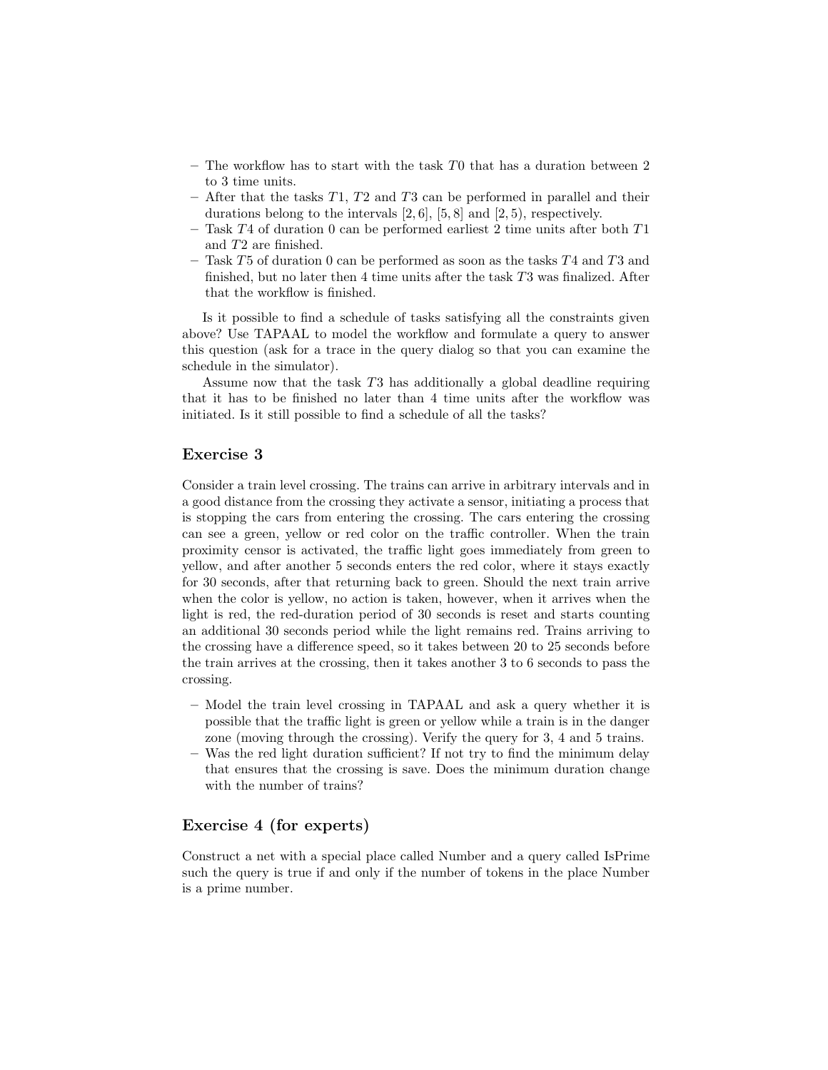- The workflow has to start with the task $T0$ that has a duration between 2 to 3 time units.
- After that the tasks $T1$, $T2$ and $T3$ can be performed in parallel and their durations belong to the intervals $[2, 6]$, $[5, 8]$ and $[2, 5)$, respectively.
- Task $T4$ of duration 0 can be performed earliest 2 time units after both $T1$ and $T2$ are finished.
- Task $T5$ of duration 0 can be performed as soon as the tasks $T4$ and $T3$ and finished, but no later then 4 time units after the task $T3$ was finalized. After that the workflow is finished.

Is it possible to find a schedule of tasks satisfying all the constraints given above? Use TAPAAL to model the workflow and formulate a query to answer this question (ask for a trace in the query dialog so that you can examine the schedule in the simulator).

Assume now that the task $T3$ has additionally a global deadline requiring that it has to be finished no later than 4 time units after the workflow was initiated. Is it still possible to find a schedule of all the tasks?

## Exercise 3

Consider a train level crossing. The trains can arrive in arbitrary intervals and in a good distance from the crossing they activate a sensor, initiating a process that is stopping the cars from entering the crossing. The cars entering the crossing can see a green, yellow or red color on the traffic controller. When the train proximity censor is activated, the traffic light goes immediately from green to yellow, and after another 5 seconds enters the red color, where it stays exactly for 30 seconds, after that returning back to green. Should the next train arrive when the color is yellow, no action is taken, however, when it arrives when the light is red, the red-duration period of 30 seconds is reset and starts counting an additional 30 seconds period while the light remains red. Trains arriving to the crossing have a difference speed, so it takes between 20 to 25 seconds before the train arrives at the crossing, then it takes another 3 to 6 seconds to pass the crossing.

- Model the train level crossing in TAPAAL and ask a query whether it is possible that the traffic light is green or yellow while a train is in the danger zone (moving through the crossing). Verify the query for 3, 4 and 5 trains.
- Was the red light duration sufficient? If not try to find the minimum delay that ensures that the crossing is save. Does the minimum duration change with the number of trains?

## Exercise 4 (for experts)

Construct a net with a special place called Number and a query called IsPrime such the query is true if and only if the number of tokens in the place Number is a prime number.